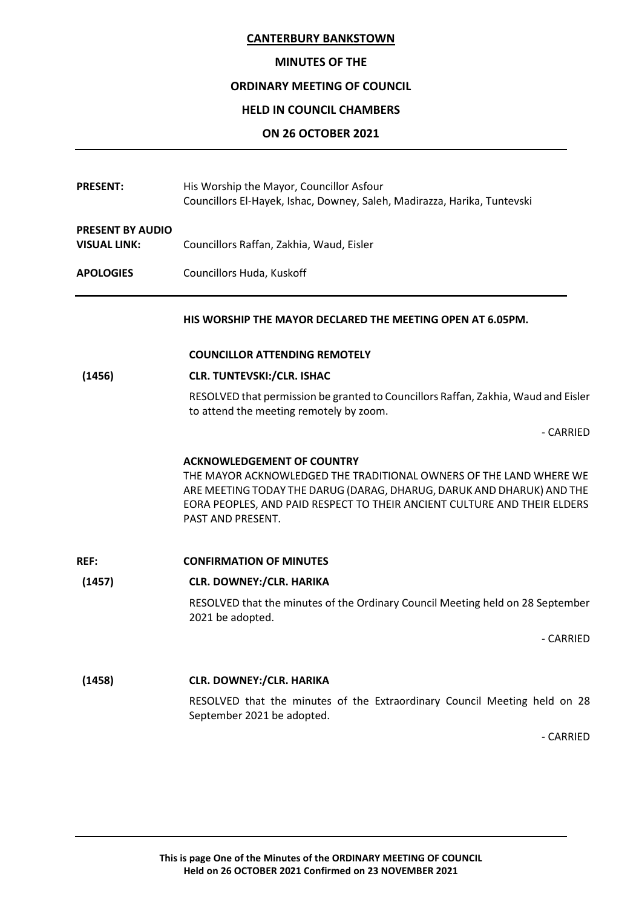# CANTERBURY BANKSTOWN

## MINUTES OF THE

## ORDINARY MEETING OF COUNCIL

## HELD IN COUNCIL CHAMBERS

## ON 26 OCTOBER 2021

---

**PRESENT:** His Worship the Mayor, Councillor Asfour
Councillors El-Hayek, Ishac, Downey, Saleh, Madirazza, Harika, Tuntevski

**PRESENT BY AUDIO VISUAL LINK:** Councillors Raffan, Zakhia, Waud, Eisler

**APOLOGIES** Councillors Huda, Kuskoff

---

**HIS WORSHIP THE MAYOR DECLARED THE MEETING OPEN AT 6.05PM.**

**COUNCILLOR ATTENDING REMOTELY**

**(1456) CLR. TUNTEVSKI:/CLR. ISHAC**

RESOLVED that permission be granted to Councillors Raffan, Zakhia, Waud and Eisler to attend the meeting remotely by zoom.

\- CARRIED

**ACKNOWLEDGEMENT OF COUNTRY**

THE MAYOR ACKNOWLEDGED THE TRADITIONAL OWNERS OF THE LAND WHERE WE ARE MEETING TODAY THE DARUG (DARAG, DHARUG, DARUK AND DHARUK) AND THE EORA PEOPLES, AND PAID RESPECT TO THEIR ANCIENT CULTURE AND THEIR ELDERS PAST AND PRESENT.

**REF: CONFIRMATION OF MINUTES**

**(1457) CLR. DOWNEY:/CLR. HARIKA**

RESOLVED that the minutes of the Ordinary Council Meeting held on 28 September 2021 be adopted.

\- CARRIED

**(1458) CLR. DOWNEY:/CLR. HARIKA**

RESOLVED that the minutes of the Extraordinary Council Meeting held on 28 September 2021 be adopted.

\- CARRIED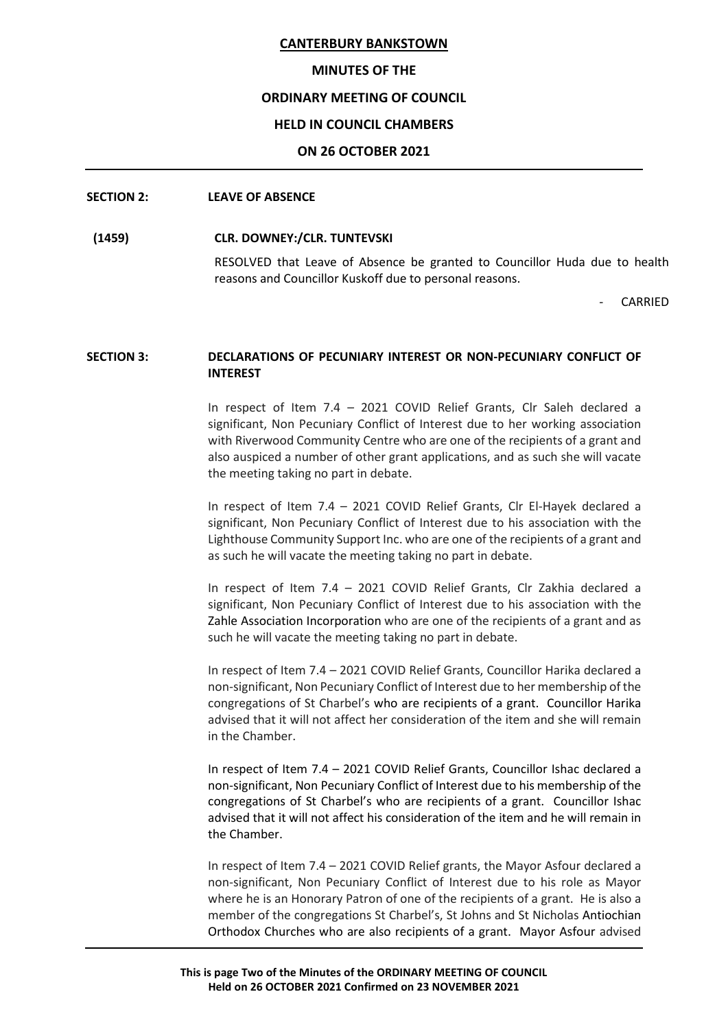**CANTERBURY BANKSTOWN**

**MINUTES OF THE**

**ORDINARY MEETING OF COUNCIL**

**HELD IN COUNCIL CHAMBERS**

**ON 26 OCTOBER 2021**

**SECTION 2: LEAVE OF ABSENCE**

**(1459) CLR. DOWNEY:/CLR. TUNTEVSKI**

RESOLVED that Leave of Absence be granted to Councillor Huda due to health reasons and Councillor Kuskoff due to personal reasons.

- CARRIED

**SECTION 3: DECLARATIONS OF PECUNIARY INTEREST OR NON-PECUNIARY CONFLICT OF INTEREST**

In respect of Item 7.4 – 2021 COVID Relief Grants, Clr Saleh declared a significant, Non Pecuniary Conflict of Interest due to her working association with Riverwood Community Centre who are one of the recipients of a grant and also auspiced a number of other grant applications, and as such she will vacate the meeting taking no part in debate.

In respect of Item 7.4 – 2021 COVID Relief Grants, Clr El-Hayek declared a significant, Non Pecuniary Conflict of Interest due to his association with the Lighthouse Community Support Inc. who are one of the recipients of a grant and as such he will vacate the meeting taking no part in debate.

In respect of Item 7.4 – 2021 COVID Relief Grants, Clr Zakhia declared a significant, Non Pecuniary Conflict of Interest due to his association with the Zahle Association Incorporation who are one of the recipients of a grant and as such he will vacate the meeting taking no part in debate.

In respect of Item 7.4 – 2021 COVID Relief Grants, Councillor Harika declared a non-significant, Non Pecuniary Conflict of Interest due to her membership of the congregations of St Charbel's who are recipients of a grant. Councillor Harika advised that it will not affect her consideration of the item and she will remain in the Chamber.

In respect of Item 7.4 – 2021 COVID Relief Grants, Councillor Ishac declared a non-significant, Non Pecuniary Conflict of Interest due to his membership of the congregations of St Charbel's who are recipients of a grant. Councillor Ishac advised that it will not affect his consideration of the item and he will remain in the Chamber.

In respect of Item 7.4 – 2021 COVID Relief grants, the Mayor Asfour declared a non-significant, Non Pecuniary Conflict of Interest due to his role as Mayor where he is an Honorary Patron of one of the recipients of a grant. He is also a member of the congregations St Charbel's, St Johns and St Nicholas Antiochian Orthodox Churches who are also recipients of a grant. Mayor Asfour advised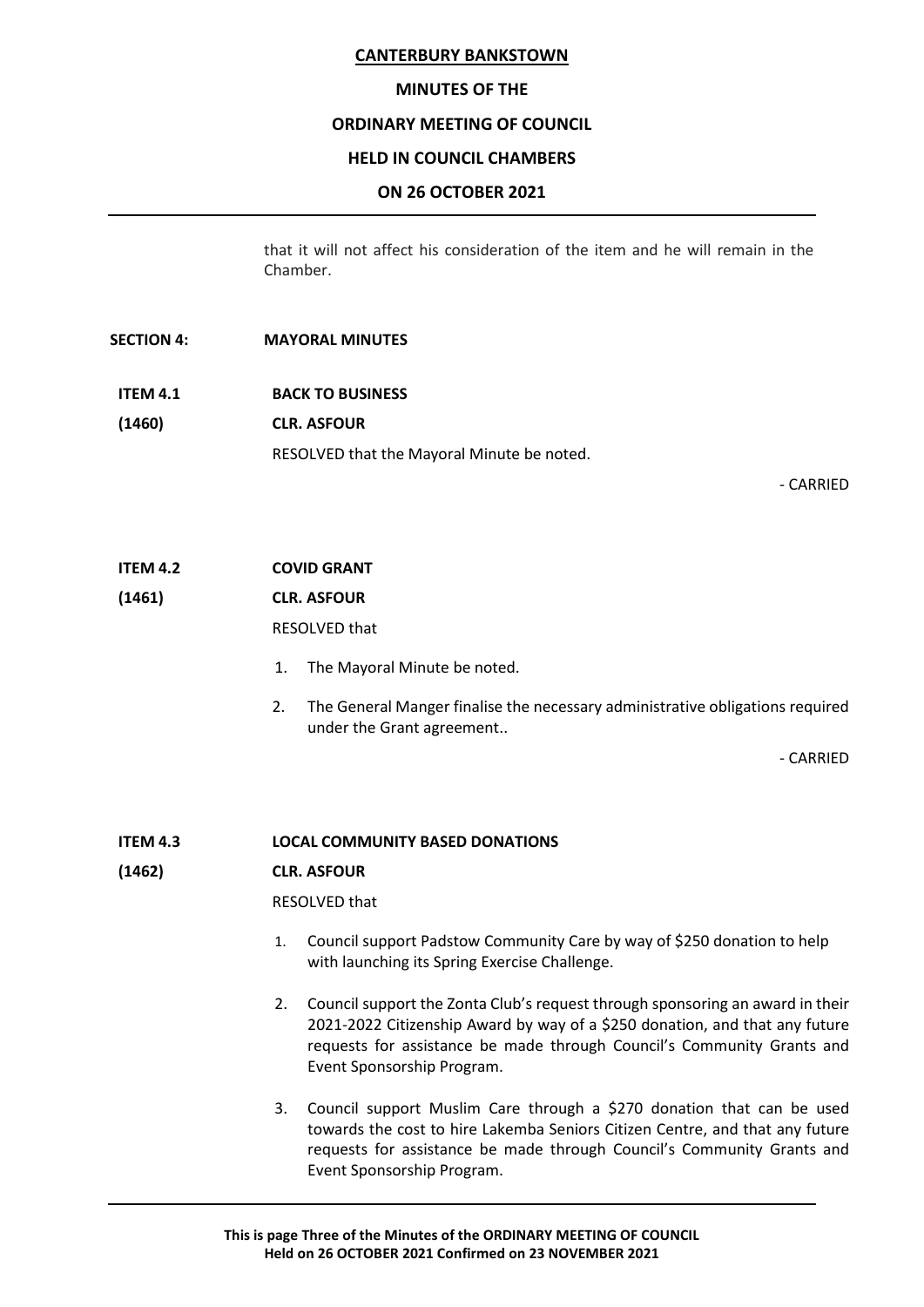that it will not affect his consideration of the item and he will remain in the Chamber.

## SECTION 4: MAYORAL MINUTES

### ITEM 4.1 BACK TO BUSINESS

**(1460) CLR. ASFOUR**

RESOLVED that the Mayoral Minute be noted.

\- CARRIED

### ITEM 4.2 COVID GRANT

**(1461) CLR. ASFOUR**

RESOLVED that

1. The Mayoral Minute be noted.
2. The General Manger finalise the necessary administrative obligations required under the Grant agreement..

\- CARRIED

### ITEM 4.3 LOCAL COMMUNITY BASED DONATIONS

**(1462) CLR. ASFOUR**

RESOLVED that

1. Council support Padstow Community Care by way of $250 donation to help with launching its Spring Exercise Challenge.
2. Council support the Zonta Club's request through sponsoring an award in their 2021-2022 Citizenship Award by way of a $250 donation, and that any future requests for assistance be made through Council's Community Grants and Event Sponsorship Program.
3. Council support Muslim Care through a $270 donation that can be used towards the cost to hire Lakemba Seniors Citizen Centre, and that any future requests for assistance be made through Council's Community Grants and Event Sponsorship Program.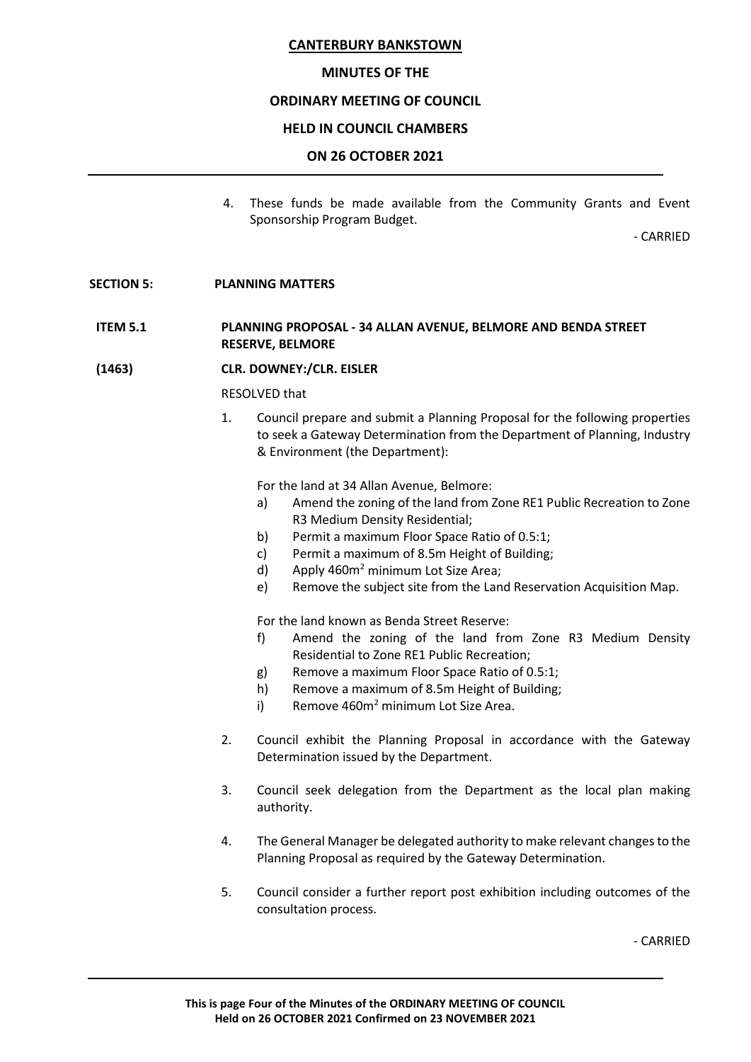4. These funds be made available from the Community Grants and Event Sponsorship Program Budget.

\- CARRIED

**SECTION 5: PLANNING MATTERS**

**ITEM 5.1 PLANNING PROPOSAL - 34 ALLAN AVENUE, BELMORE AND BENDA STREET RESERVE, BELMORE**

**(1463) CLR. DOWNEY:/CLR. EISLER**

RESOLVED that

1. Council prepare and submit a Planning Proposal for the following properties to seek a Gateway Determination from the Department of Planning, Industry & Environment (the Department):

   For the land at 34 Allan Avenue, Belmore:

   a) Amend the zoning of the land from Zone RE1 Public Recreation to Zone R3 Medium Density Residential;
   b) Permit a maximum Floor Space Ratio of 0.5:1;
   c) Permit a maximum of 8.5m Height of Building;
   d) Apply 460m$^2$ minimum Lot Size Area;
   e) Remove the subject site from the Land Reservation Acquisition Map.

   For the land known as Benda Street Reserve:

   f) Amend the zoning of the land from Zone R3 Medium Density Residential to Zone RE1 Public Recreation;
   g) Remove a maximum Floor Space Ratio of 0.5:1;
   h) Remove a maximum of 8.5m Height of Building;
   i) Remove 460m$^2$ minimum Lot Size Area.

2. Council exhibit the Planning Proposal in accordance with the Gateway Determination issued by the Department.

3. Council seek delegation from the Department as the local plan making authority.

4. The General Manager be delegated authority to make relevant changes to the Planning Proposal as required by the Gateway Determination.

5. Council consider a further report post exhibition including outcomes of the consultation process.

\- CARRIED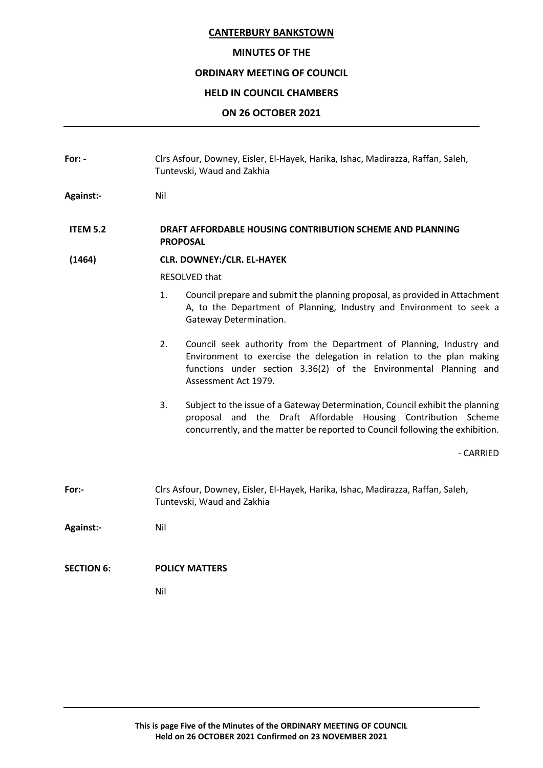**For: -** Clrs Asfour, Downey, Eisler, El-Hayek, Harika, Ishac, Madirazza, Raffan, Saleh, Tuntevski, Waud and Zakhia

**Against:-** Nil

**ITEM 5.2 DRAFT AFFORDABLE HOUSING CONTRIBUTION SCHEME AND PLANNING PROPOSAL**

**(1464) CLR. DOWNEY:/CLR. EL-HAYEK**

RESOLVED that

1. Council prepare and submit the planning proposal, as provided in Attachment A, to the Department of Planning, Industry and Environment to seek a Gateway Determination.

2. Council seek authority from the Department of Planning, Industry and Environment to exercise the delegation in relation to the plan making functions under section 3.36(2) of the Environmental Planning and Assessment Act 1979.

3. Subject to the issue of a Gateway Determination, Council exhibit the planning proposal and the Draft Affordable Housing Contribution Scheme concurrently, and the matter be reported to Council following the exhibition.

- CARRIED

**For:-** Clrs Asfour, Downey, Eisler, El-Hayek, Harika, Ishac, Madirazza, Raffan, Saleh, Tuntevski, Waud and Zakhia

**Against:-** Nil

**SECTION 6: POLICY MATTERS**

Nil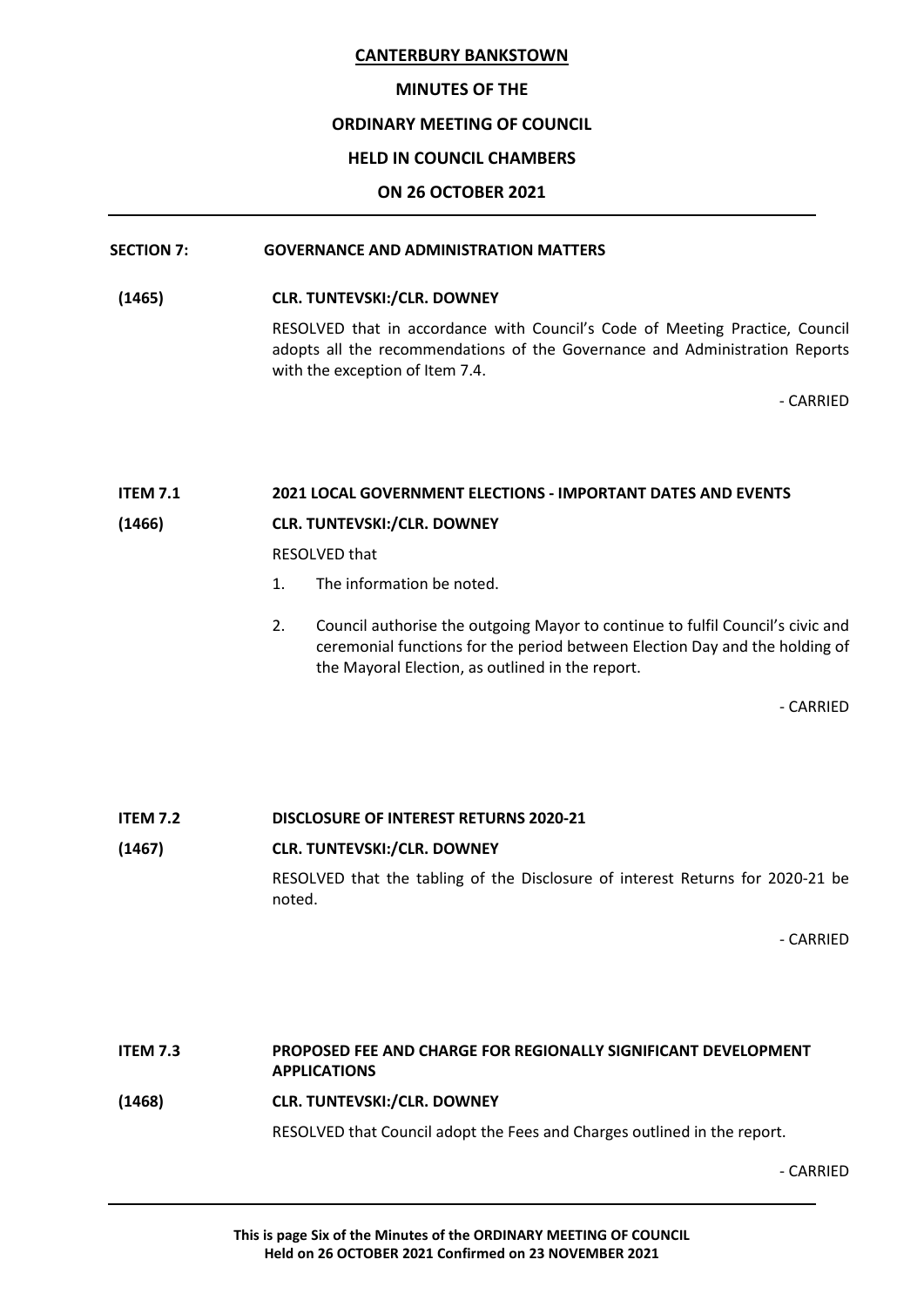**CANTERBURY BANKSTOWN**

**MINUTES OF THE**

**ORDINARY MEETING OF COUNCIL**

**HELD IN COUNCIL CHAMBERS**

**ON 26 OCTOBER 2021**

---

**SECTION 7: GOVERNANCE AND ADMINISTRATION MATTERS**

**(1465) CLR. TUNTEVSKI:/CLR. DOWNEY**

RESOLVED that in accordance with Council's Code of Meeting Practice, Council adopts all the recommendations of the Governance and Administration Reports with the exception of Item 7.4.

\- CARRIED

**ITEM 7.1 2021 LOCAL GOVERNMENT ELECTIONS - IMPORTANT DATES AND EVENTS**

**(1466) CLR. TUNTEVSKI:/CLR. DOWNEY**

RESOLVED that

1. The information be noted.
2. Council authorise the outgoing Mayor to continue to fulfil Council's civic and ceremonial functions for the period between Election Day and the holding of the Mayoral Election, as outlined in the report.

\- CARRIED

**ITEM 7.2 DISCLOSURE OF INTEREST RETURNS 2020-21**

**(1467) CLR. TUNTEVSKI:/CLR. DOWNEY**

RESOLVED that the tabling of the Disclosure of interest Returns for 2020-21 be noted.

\- CARRIED

**ITEM 7.3 PROPOSED FEE AND CHARGE FOR REGIONALLY SIGNIFICANT DEVELOPMENT APPLICATIONS**

**(1468) CLR. TUNTEVSKI:/CLR. DOWNEY**

RESOLVED that Council adopt the Fees and Charges outlined in the report.

\- CARRIED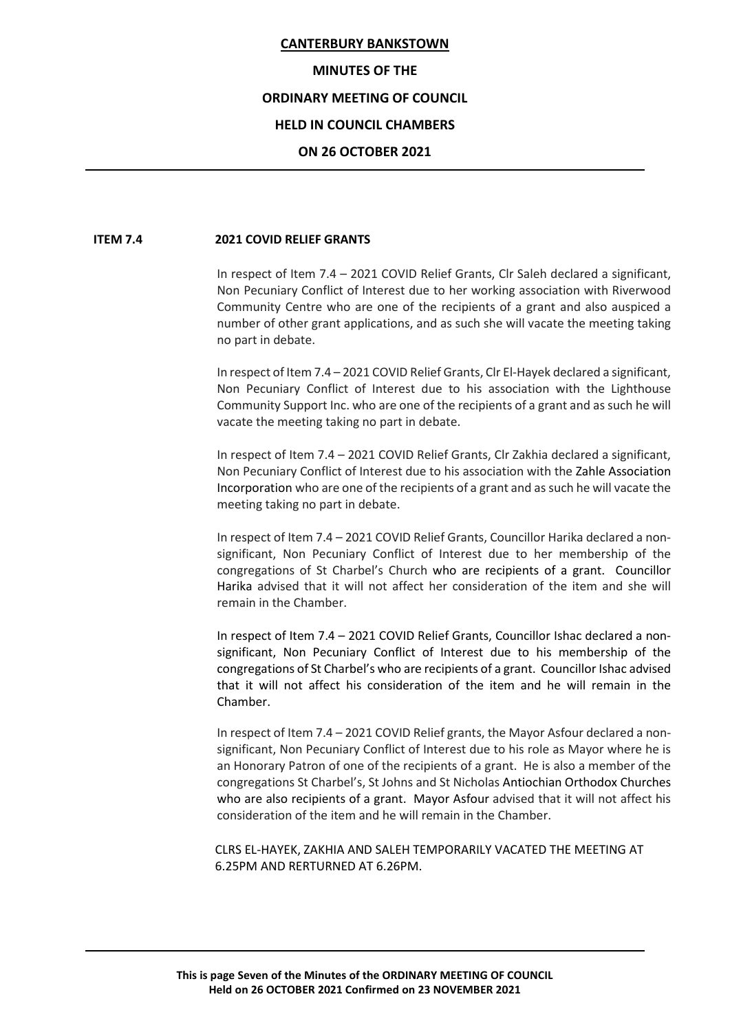## ITEM 7.4 2021 COVID RELIEF GRANTS

In respect of Item 7.4 – 2021 COVID Relief Grants, Clr Saleh declared a significant, Non Pecuniary Conflict of Interest due to her working association with Riverwood Community Centre who are one of the recipients of a grant and also auspiced a number of other grant applications, and as such she will vacate the meeting taking no part in debate.

In respect of Item 7.4 – 2021 COVID Relief Grants, Clr El-Hayek declared a significant, Non Pecuniary Conflict of Interest due to his association with the Lighthouse Community Support Inc. who are one of the recipients of a grant and as such he will vacate the meeting taking no part in debate.

In respect of Item 7.4 – 2021 COVID Relief Grants, Clr Zakhia declared a significant, Non Pecuniary Conflict of Interest due to his association with the Zahle Association Incorporation who are one of the recipients of a grant and as such he will vacate the meeting taking no part in debate.

In respect of Item 7.4 – 2021 COVID Relief Grants, Councillor Harika declared a non-significant, Non Pecuniary Conflict of Interest due to her membership of the congregations of St Charbel's Church who are recipients of a grant. Councillor Harika advised that it will not affect her consideration of the item and she will remain in the Chamber.

In respect of Item 7.4 – 2021 COVID Relief Grants, Councillor Ishac declared a non-significant, Non Pecuniary Conflict of Interest due to his membership of the congregations of St Charbel's who are recipients of a grant. Councillor Ishac advised that it will not affect his consideration of the item and he will remain in the Chamber.

In respect of Item 7.4 – 2021 COVID Relief grants, the Mayor Asfour declared a non-significant, Non Pecuniary Conflict of Interest due to his role as Mayor where he is an Honorary Patron of one of the recipients of a grant. He is also a member of the congregations St Charbel's, St Johns and St Nicholas Antiochian Orthodox Churches who are also recipients of a grant. Mayor Asfour advised that it will not affect his consideration of the item and he will remain in the Chamber.

CLRS EL-HAYEK, ZAKHIA AND SALEH TEMPORARILY VACATED THE MEETING AT 6.25PM AND RERTURNED AT 6.26PM.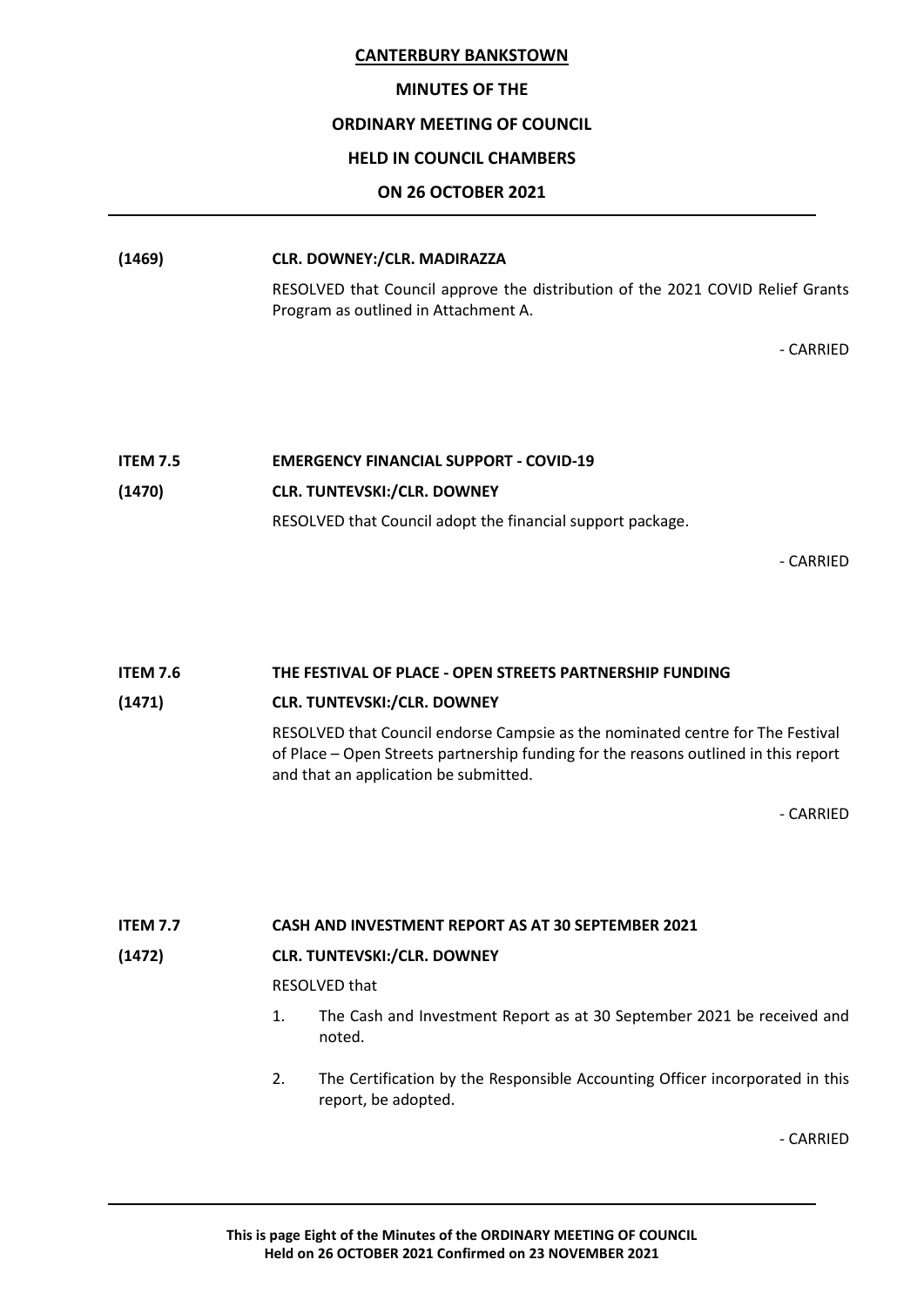**(1469) CLR. DOWNEY:/CLR. MADIRAZZA**

RESOLVED that Council approve the distribution of the 2021 COVID Relief Grants Program as outlined in Attachment A.

\- CARRIED

**ITEM 7.5 EMERGENCY FINANCIAL SUPPORT - COVID-19**

**(1470) CLR. TUNTEVSKI:/CLR. DOWNEY**

RESOLVED that Council adopt the financial support package.

\- CARRIED

**ITEM 7.6 THE FESTIVAL OF PLACE - OPEN STREETS PARTNERSHIP FUNDING**

**(1471) CLR. TUNTEVSKI:/CLR. DOWNEY**

RESOLVED that Council endorse Campsie as the nominated centre for The Festival of Place – Open Streets partnership funding for the reasons outlined in this report and that an application be submitted.

\- CARRIED

**ITEM 7.7 CASH AND INVESTMENT REPORT AS AT 30 SEPTEMBER 2021**

**(1472) CLR. TUNTEVSKI:/CLR. DOWNEY**

RESOLVED that

1. The Cash and Investment Report as at 30 September 2021 be received and noted.
2. The Certification by the Responsible Accounting Officer incorporated in this report, be adopted.

\- CARRIED

**This is page Eight of the Minutes of the ORDINARY MEETING OF COUNCIL Held on 26 OCTOBER 2021 Confirmed on 23 NOVEMBER 2021**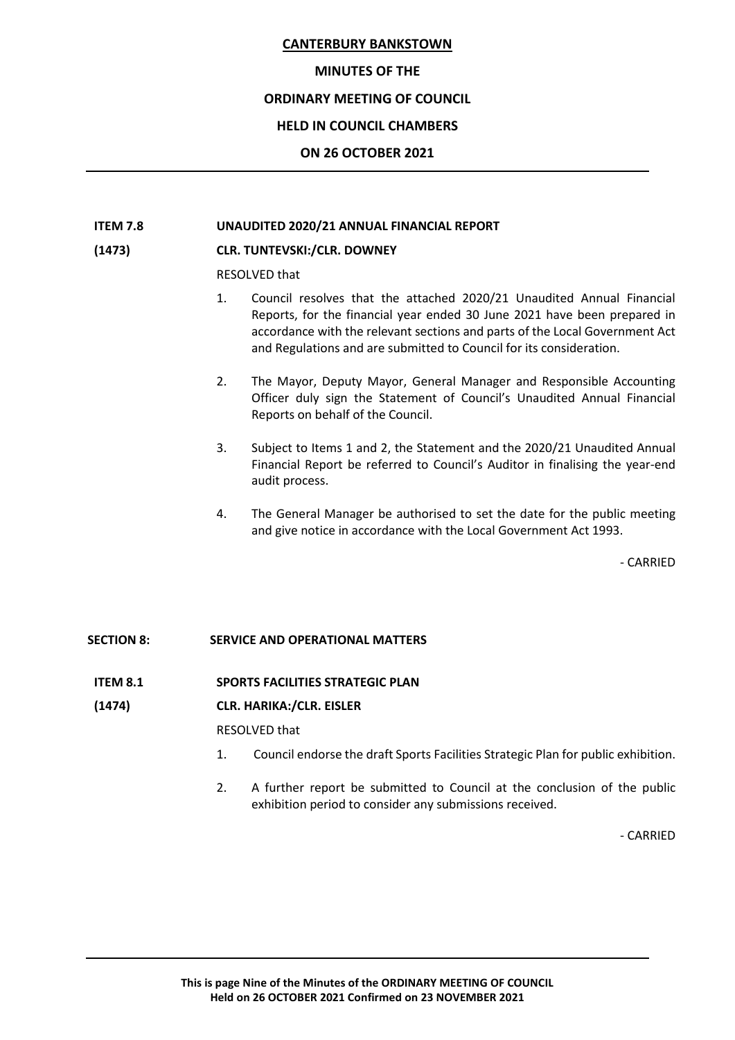**ITEM 7.8** **UNAUDITED 2020/21 ANNUAL FINANCIAL REPORT**

**(1473)** **CLR. TUNTEVSKI:/CLR. DOWNEY**

RESOLVED that

1. Council resolves that the attached 2020/21 Unaudited Annual Financial Reports, for the financial year ended 30 June 2021 have been prepared in accordance with the relevant sections and parts of the Local Government Act and Regulations and are submitted to Council for its consideration.

2. The Mayor, Deputy Mayor, General Manager and Responsible Accounting Officer duly sign the Statement of Council's Unaudited Annual Financial Reports on behalf of the Council.

3. Subject to Items 1 and 2, the Statement and the 2020/21 Unaudited Annual Financial Report be referred to Council's Auditor in finalising the year-end audit process.

4. The General Manager be authorised to set the date for the public meeting and give notice in accordance with the Local Government Act 1993.

- CARRIED

## SECTION 8: SERVICE AND OPERATIONAL MATTERS

**ITEM 8.1** **SPORTS FACILITIES STRATEGIC PLAN**

**(1474)** **CLR. HARIKA:/CLR. EISLER**

RESOLVED that

1. Council endorse the draft Sports Facilities Strategic Plan for public exhibition.

2. A further report be submitted to Council at the conclusion of the public exhibition period to consider any submissions received.

- CARRIED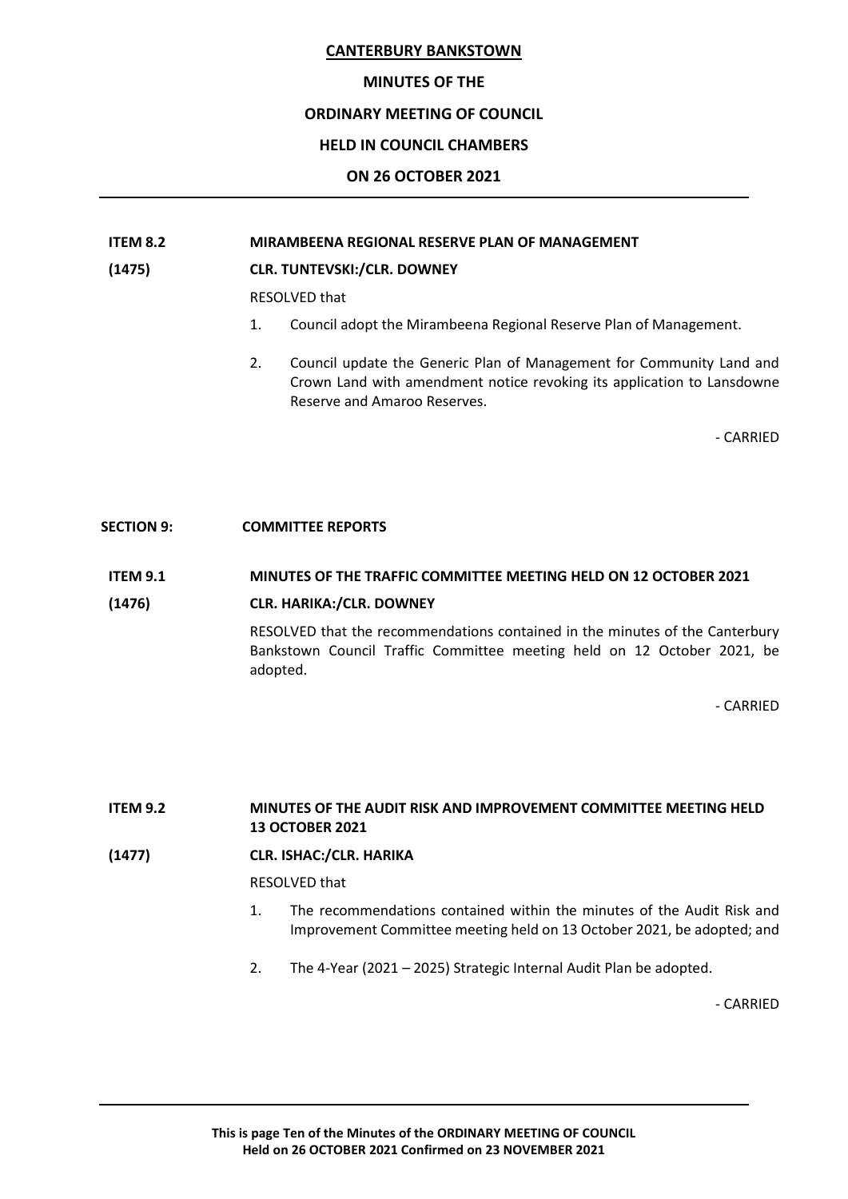**ITEM 8.2 MIRAMBEENA REGIONAL RESERVE PLAN OF MANAGEMENT**

**(1475) CLR. TUNTEVSKI:/CLR. DOWNEY**

RESOLVED that

1. Council adopt the Mirambeena Regional Reserve Plan of Management.
2. Council update the Generic Plan of Management for Community Land and Crown Land with amendment notice revoking its application to Lansdowne Reserve and Amaroo Reserves.

- CARRIED

## SECTION 9: COMMITTEE REPORTS

**ITEM 9.1 MINUTES OF THE TRAFFIC COMMITTEE MEETING HELD ON 12 OCTOBER 2021**

**(1476) CLR. HARIKA:/CLR. DOWNEY**

RESOLVED that the recommendations contained in the minutes of the Canterbury Bankstown Council Traffic Committee meeting held on 12 October 2021, be adopted.

- CARRIED

**ITEM 9.2 MINUTES OF THE AUDIT RISK AND IMPROVEMENT COMMITTEE MEETING HELD 13 OCTOBER 2021**

**(1477) CLR. ISHAC:/CLR. HARIKA**

RESOLVED that

1. The recommendations contained within the minutes of the Audit Risk and Improvement Committee meeting held on 13 October 2021, be adopted; and
2. The 4-Year (2021 – 2025) Strategic Internal Audit Plan be adopted.

- CARRIED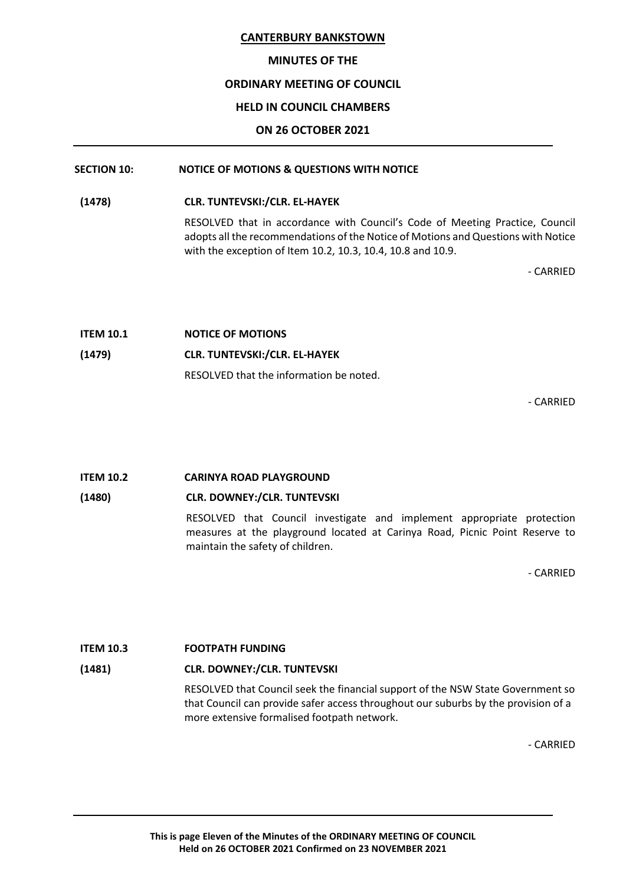**CANTERBURY BANKSTOWN**

**MINUTES OF THE**

**ORDINARY MEETING OF COUNCIL**

**HELD IN COUNCIL CHAMBERS**

**ON 26 OCTOBER 2021**

**SECTION 10: NOTICE OF MOTIONS & QUESTIONS WITH NOTICE**

**(1478) CLR. TUNTEVSKI:/CLR. EL-HAYEK**

RESOLVED that in accordance with Council's Code of Meeting Practice, Council adopts all the recommendations of the Notice of Motions and Questions with Notice with the exception of Item 10.2, 10.3, 10.4, 10.8 and 10.9.

\- CARRIED

**ITEM 10.1 NOTICE OF MOTIONS**

**(1479) CLR. TUNTEVSKI:/CLR. EL-HAYEK**

RESOLVED that the information be noted.

\- CARRIED

**ITEM 10.2 CARINYA ROAD PLAYGROUND**

**(1480) CLR. DOWNEY:/CLR. TUNTEVSKI**

RESOLVED that Council investigate and implement appropriate protection measures at the playground located at Carinya Road, Picnic Point Reserve to maintain the safety of children.

\- CARRIED

**ITEM 10.3 FOOTPATH FUNDING**

**(1481) CLR. DOWNEY:/CLR. TUNTEVSKI**

RESOLVED that Council seek the financial support of the NSW State Government so that Council can provide safer access throughout our suburbs by the provision of a more extensive formalised footpath network.

\- CARRIED

**This is page Eleven of the Minutes of the ORDINARY MEETING OF COUNCIL Held on 26 OCTOBER 2021 Confirmed on 23 NOVEMBER 2021**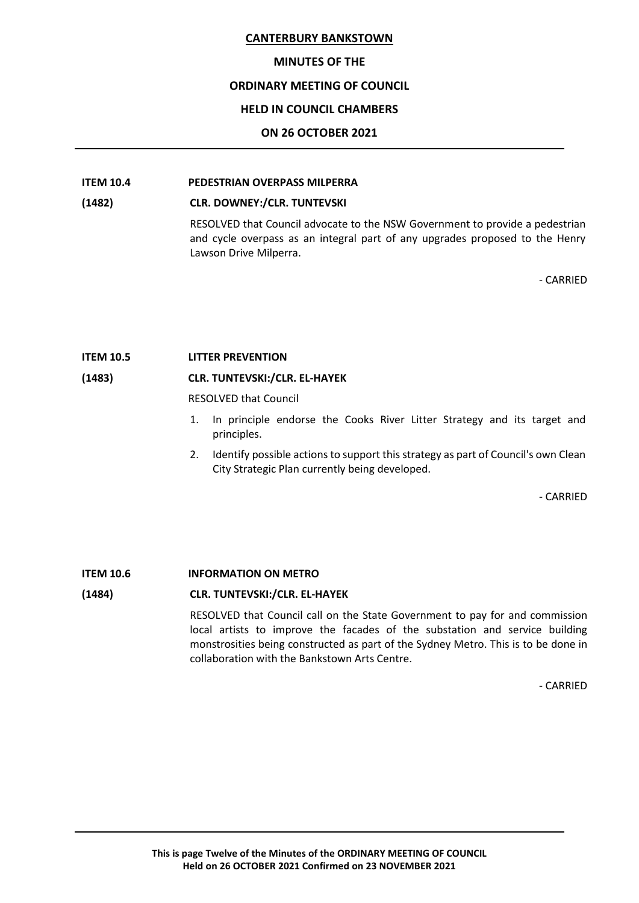**ITEM 10.4 PEDESTRIAN OVERPASS MILPERRA**

**(1482) CLR. DOWNEY:/CLR. TUNTEVSKI**

RESOLVED that Council advocate to the NSW Government to provide a pedestrian and cycle overpass as an integral part of any upgrades proposed to the Henry Lawson Drive Milperra.

- CARRIED

**ITEM 10.5 LITTER PREVENTION**

**(1483) CLR. TUNTEVSKI:/CLR. EL-HAYEK**

RESOLVED that Council

1. In principle endorse the Cooks River Litter Strategy and its target and principles.
2. Identify possible actions to support this strategy as part of Council's own Clean City Strategic Plan currently being developed.

- CARRIED

**ITEM 10.6 INFORMATION ON METRO**

**(1484) CLR. TUNTEVSKI:/CLR. EL-HAYEK**

RESOLVED that Council call on the State Government to pay for and commission local artists to improve the facades of the substation and service building monstrosities being constructed as part of the Sydney Metro. This is to be done in collaboration with the Bankstown Arts Centre.

- CARRIED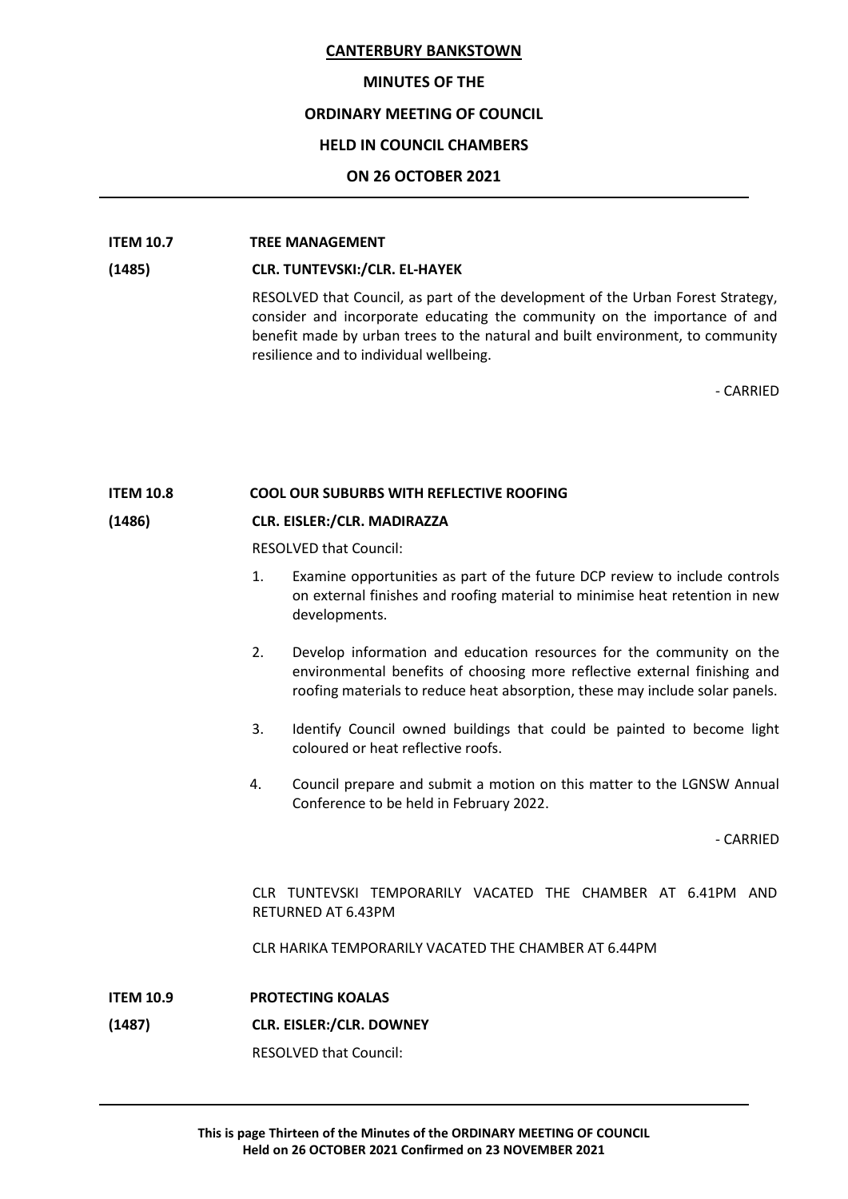**ITEM 10.7 TREE MANAGEMENT**

**(1485) CLR. TUNTEVSKI:/CLR. EL-HAYEK**

RESOLVED that Council, as part of the development of the Urban Forest Strategy, consider and incorporate educating the community on the importance of and benefit made by urban trees to the natural and built environment, to community resilience and to individual wellbeing.

- CARRIED

**ITEM 10.8 COOL OUR SUBURBS WITH REFLECTIVE ROOFING**

**(1486) CLR. EISLER:/CLR. MADIRAZZA**

RESOLVED that Council:

1. Examine opportunities as part of the future DCP review to include controls on external finishes and roofing material to minimise heat retention in new developments.

2. Develop information and education resources for the community on the environmental benefits of choosing more reflective external finishing and roofing materials to reduce heat absorption, these may include solar panels.

3. Identify Council owned buildings that could be painted to become light coloured or heat reflective roofs.

4. Council prepare and submit a motion on this matter to the LGNSW Annual Conference to be held in February 2022.

- CARRIED

CLR TUNTEVSKI TEMPORARILY VACATED THE CHAMBER AT 6.41PM AND RETURNED AT 6.43PM

CLR HARIKA TEMPORARILY VACATED THE CHAMBER AT 6.44PM

**ITEM 10.9 PROTECTING KOALAS**

**(1487) CLR. EISLER:/CLR. DOWNEY**

RESOLVED that Council: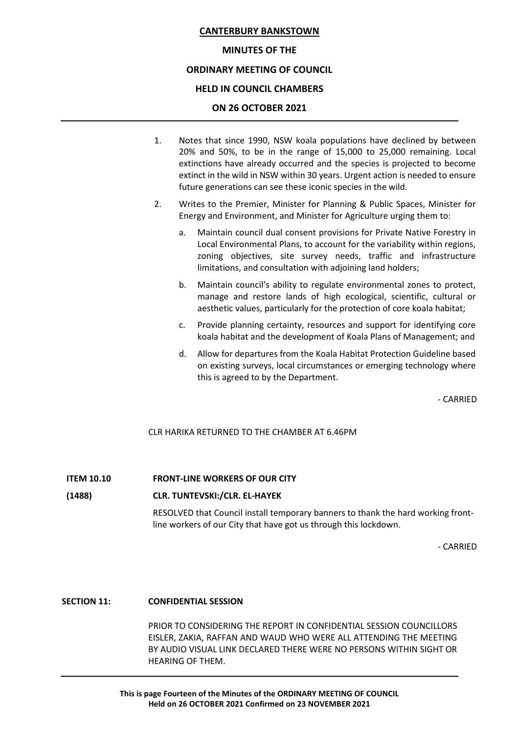1. Notes that since 1990, NSW koala populations have declined by between 20% and 50%, to be in the range of 15,000 to 25,000 remaining. Local extinctions have already occurred and the species is projected to become extinct in the wild in NSW within 30 years. Urgent action is needed to ensure future generations can see these iconic species in the wild.

2. Writes to the Premier, Minister for Planning & Public Spaces, Minister for Energy and Environment, and Minister for Agriculture urging them to:

   a. Maintain council dual consent provisions for Private Native Forestry in Local Environmental Plans, to account for the variability within regions, zoning objectives, site survey needs, traffic and infrastructure limitations, and consultation with adjoining land holders;

   b. Maintain council's ability to regulate environmental zones to protect, manage and restore lands of high ecological, scientific, cultural or aesthetic values, particularly for the protection of core koala habitat;

   c. Provide planning certainty, resources and support for identifying core koala habitat and the development of Koala Plans of Management; and

   d. Allow for departures from the Koala Habitat Protection Guideline based on existing surveys, local circumstances or emerging technology where this is agreed to by the Department.

\- CARRIED

CLR HARIKA RETURNED TO THE CHAMBER AT 6.46PM

**ITEM 10.10 FRONT-LINE WORKERS OF OUR CITY**

**(1488) CLR. TUNTEVSKI:/CLR. EL-HAYEK**

RESOLVED that Council install temporary banners to thank the hard working front-line workers of our City that have got us through this lockdown.

\- CARRIED

**SECTION 11: CONFIDENTIAL SESSION**

PRIOR TO CONSIDERING THE REPORT IN CONFIDENTIAL SESSION COUNCILLORS EISLER, ZAKIA, RAFFAN AND WAUD WHO WERE ALL ATTENDING THE MEETING BY AUDIO VISUAL LINK DECLARED THERE WERE NO PERSONS WITHIN SIGHT OR HEARING OF THEM.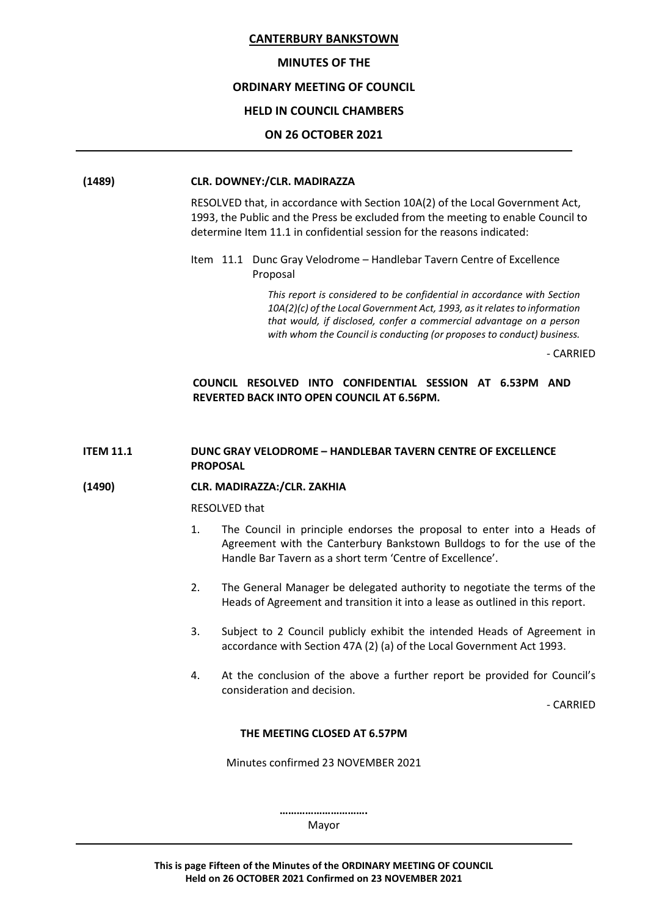**(1489) CLR. DOWNEY:/CLR. MADIRAZZA**

RESOLVED that, in accordance with Section 10A(2) of the Local Government Act, 1993, the Public and the Press be excluded from the meeting to enable Council to determine Item 11.1 in confidential session for the reasons indicated:

Item 11.1 Dunc Gray Velodrome – Handlebar Tavern Centre of Excellence Proposal

*This report is considered to be confidential in accordance with Section 10A(2)(c) of the Local Government Act, 1993, as it relates to information that would, if disclosed, confer a commercial advantage on a person with whom the Council is conducting (or proposes to conduct) business.*

\- CARRIED

**COUNCIL RESOLVED INTO CONFIDENTIAL SESSION AT 6.53PM AND REVERTED BACK INTO OPEN COUNCIL AT 6.56PM.**

**ITEM 11.1 DUNC GRAY VELODROME – HANDLEBAR TAVERN CENTRE OF EXCELLENCE PROPOSAL**

**(1490) CLR. MADIRAZZA:/CLR. ZAKHIA**

RESOLVED that

1. The Council in principle endorses the proposal to enter into a Heads of Agreement with the Canterbury Bankstown Bulldogs to for the use of the Handle Bar Tavern as a short term 'Centre of Excellence'.

2. The General Manager be delegated authority to negotiate the terms of the Heads of Agreement and transition it into a lease as outlined in this report.

3. Subject to 2 Council publicly exhibit the intended Heads of Agreement in accordance with Section 47A (2) (a) of the Local Government Act 1993.

4. At the conclusion of the above a further report be provided for Council's consideration and decision.

\- CARRIED

**THE MEETING CLOSED AT 6.57PM**

Minutes confirmed 23 NOVEMBER 2021

**………………………..**

Mayor